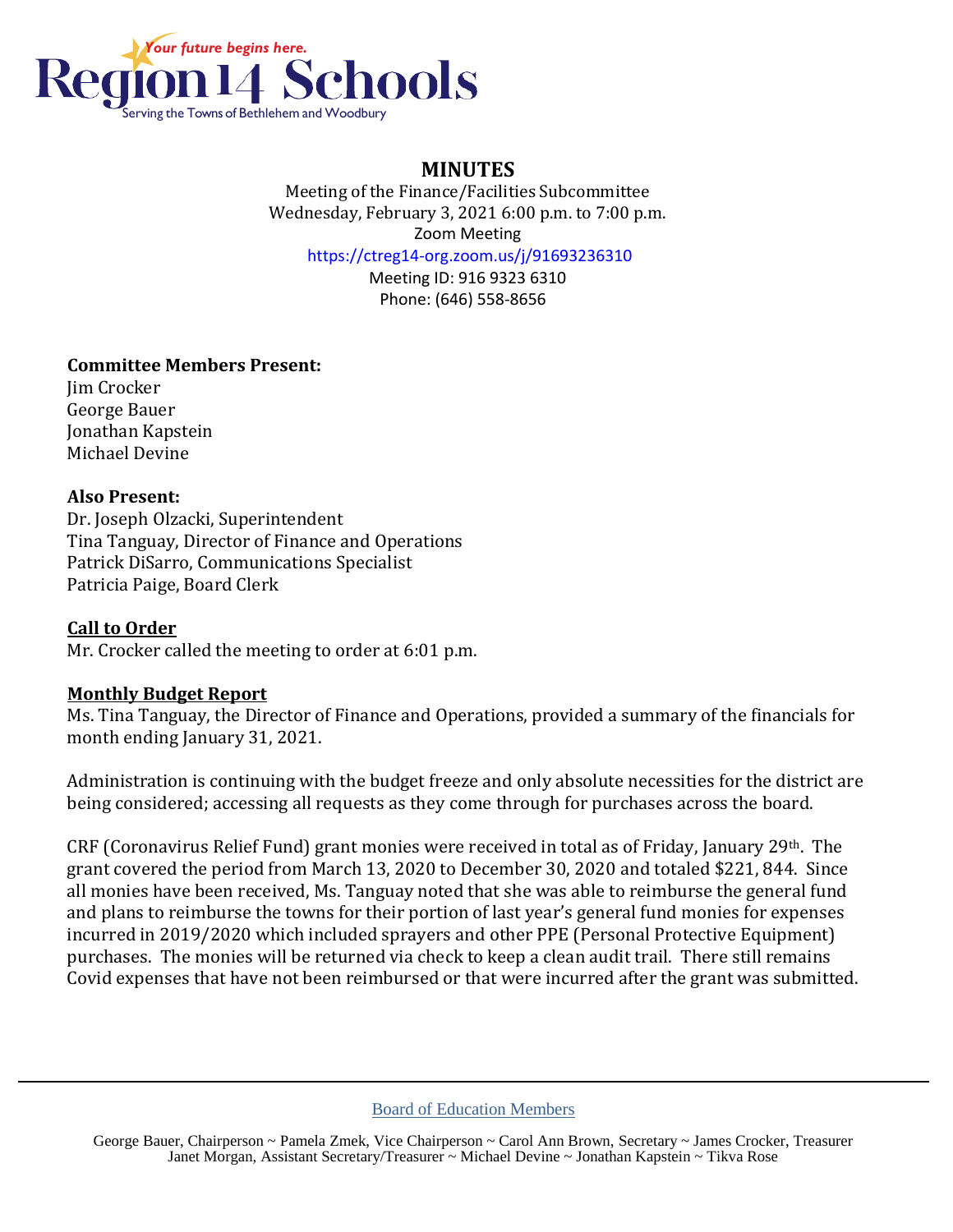# MINUTES

Meeting of the Finance/Facilities Subcommittee
Wednesday, February 3, 2021 6:00 p.m. to 7:00 p.m.
Zoom Meeting
https://ctreg14-org.zoom.us/j/91693236310
Meeting ID: 916 9323 6310
Phone: (646) 558-8656

**Committee Members Present:**
Jim Crocker
George Bauer
Jonathan Kapstein
Michael Devine

**Also Present:**
Dr. Joseph Olzacki, Superintendent
Tina Tanguay, Director of Finance and Operations
Patrick DiSarro, Communications Specialist
Patricia Paige, Board Clerk

**Call to Order**
Mr. Crocker called the meeting to order at 6:01 p.m.

**Monthly Budget Report**
Ms. Tina Tanguay, the Director of Finance and Operations, provided a summary of the financials for month ending January 31, 2021.

Administration is continuing with the budget freeze and only absolute necessities for the district are being considered; accessing all requests as they come through for purchases across the board.

CRF (Coronavirus Relief Fund) grant monies were received in total as of Friday, January 29th. The grant covered the period from March 13, 2020 to December 30, 2020 and totaled $221, 844. Since all monies have been received, Ms. Tanguay noted that she was able to reimburse the general fund and plans to reimburse the towns for their portion of last year's general fund monies for expenses incurred in 2019/2020 which included sprayers and other PPE (Personal Protective Equipment) purchases. The monies will be returned via check to keep a clean audit trail. There still remains Covid expenses that have not been reimbursed or that were incurred after the grant was submitted.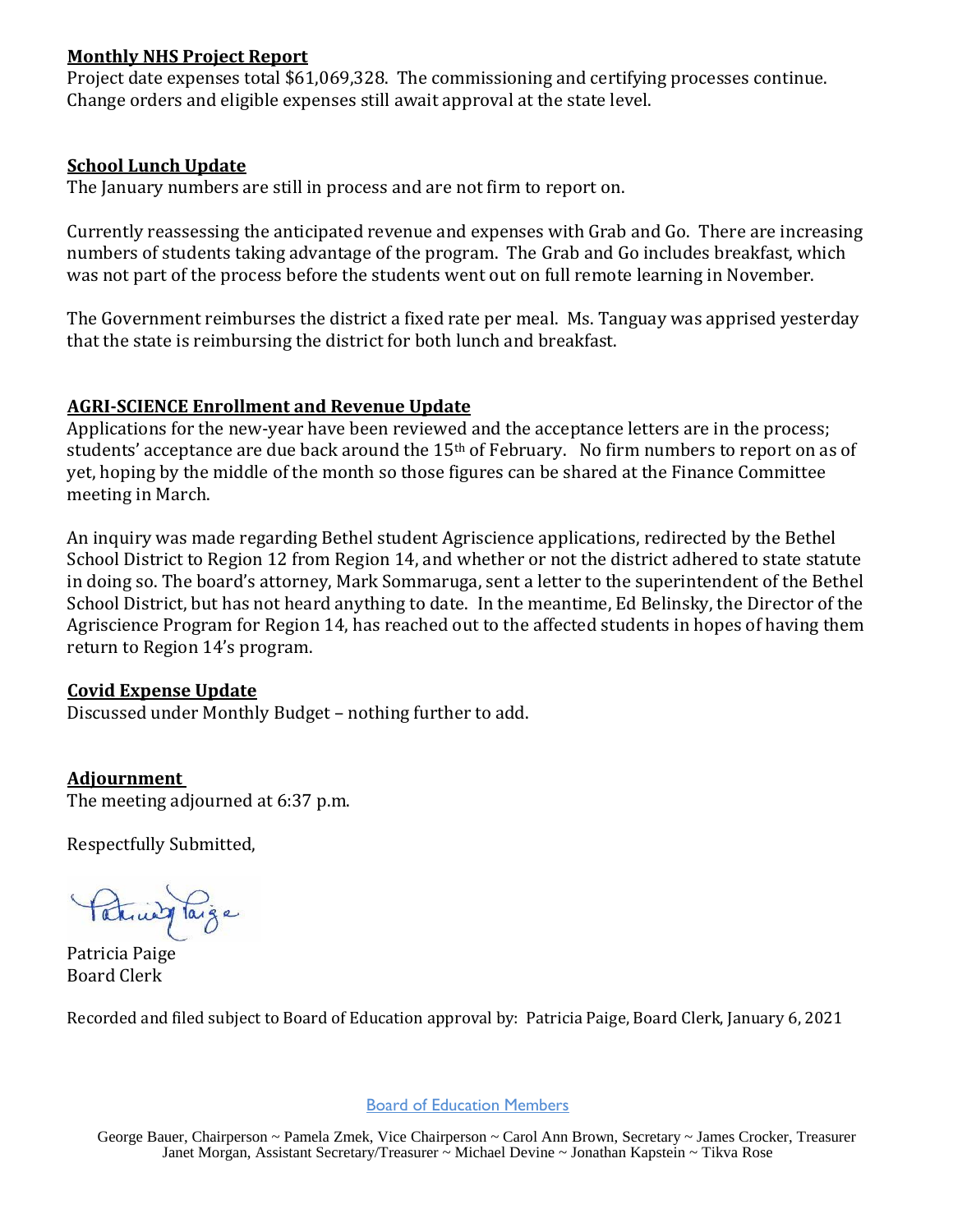**Monthly NHS Project Report**

Project date expenses total $61,069,328. The commissioning and certifying processes continue. Change orders and eligible expenses still await approval at the state level.

**School Lunch Update**

The January numbers are still in process and are not firm to report on.

Currently reassessing the anticipated revenue and expenses with Grab and Go. There are increasing numbers of students taking advantage of the program. The Grab and Go includes breakfast, which was not part of the process before the students went out on full remote learning in November.

The Government reimburses the district a fixed rate per meal. Ms. Tanguay was apprised yesterday that the state is reimbursing the district for both lunch and breakfast.

**AGRI-SCIENCE Enrollment and Revenue Update**

Applications for the new-year have been reviewed and the acceptance letters are in the process; students' acceptance are due back around the 15th of February. No firm numbers to report on as of yet, hoping by the middle of the month so those figures can be shared at the Finance Committee meeting in March.

An inquiry was made regarding Bethel student Agriscience applications, redirected by the Bethel School District to Region 12 from Region 14, and whether or not the district adhered to state statute in doing so. The board's attorney, Mark Sommaruga, sent a letter to the superintendent of the Bethel School District, but has not heard anything to date. In the meantime, Ed Belinsky, the Director of the Agriscience Program for Region 14, has reached out to the affected students in hopes of having them return to Region 14's program.

**Covid Expense Update**

Discussed under Monthly Budget – nothing further to add.

**Adjournment**

The meeting adjourned at 6:37 p.m.

Respectfully Submitted,

Patricia Paige
Board Clerk

Recorded and filed subject to Board of Education approval by: Patricia Paige, Board Clerk, January 6, 2021

Board of Education Members

George Bauer, Chairperson ~ Pamela Zmek, Vice Chairperson ~ Carol Ann Brown, Secretary ~ James Crocker, Treasurer
Janet Morgan, Assistant Secretary/Treasurer ~ Michael Devine ~ Jonathan Kapstein ~ Tikva Rose